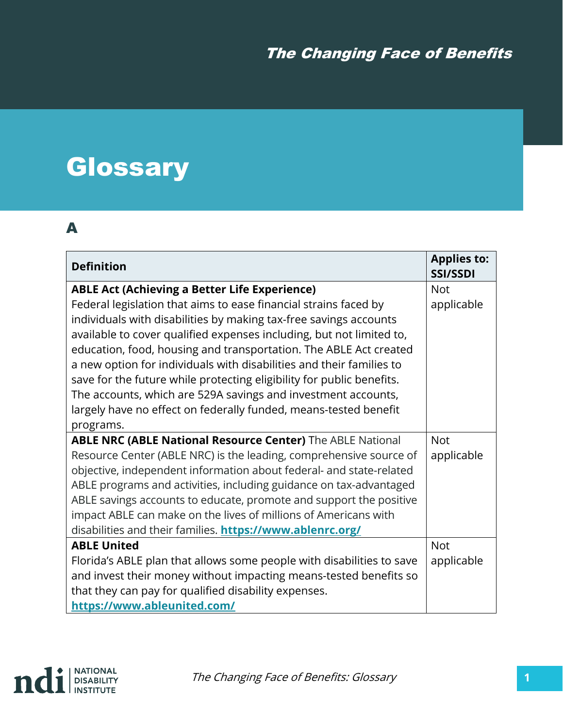# Glossary

## A

| Definition | Applies to: SSI/SSDI |
| --- | --- |
| **ABLE Act (Achieving a Better Life Experience)** Federal legislation that aims to ease financial strains faced by individuals with disabilities by making tax-free savings accounts available to cover qualified expenses including, but not limited to, education, food, housing and transportation. The ABLE Act created a new option for individuals with disabilities and their families to save for the future while protecting eligibility for public benefits. The accounts, which are 529A savings and investment accounts, largely have no effect on federally funded, means-tested benefit programs. | Not applicable |
| **ABLE NRC (ABLE National Resource Center)** The ABLE National Resource Center (ABLE NRC) is the leading, comprehensive source of objective, independent information about federal- and state-related ABLE programs and activities, including guidance on tax-advantaged ABLE savings accounts to educate, promote and support the positive impact ABLE can make on the lives of millions of Americans with disabilities and their families. **https://www.ablenrc.org/** | Not applicable |
| **ABLE United** Florida's ABLE plan that allows some people with disabilities to save and invest their money without impacting means-tested benefits so that they can pay for qualified disability expenses. **https://www.ableunited.com/** | Not applicable |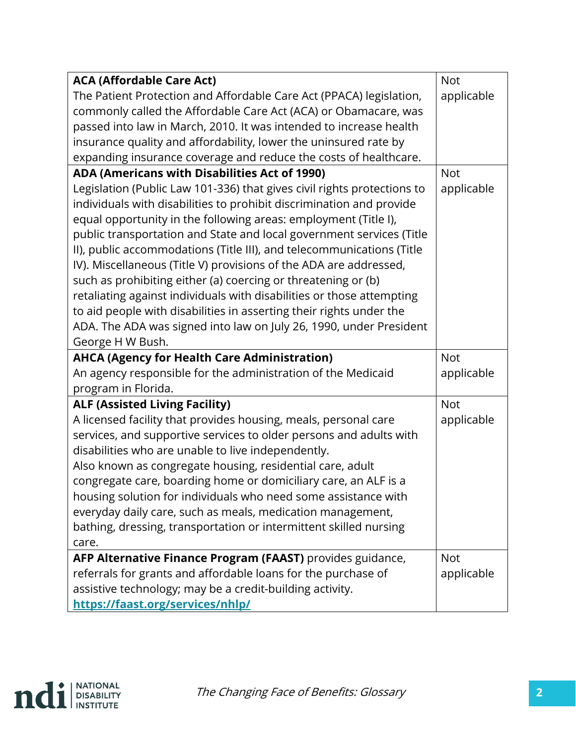| | |
|---|---|
| **ACA (Affordable Care Act)**<br>The Patient Protection and Affordable Care Act (PPACA) legislation, commonly called the Affordable Care Act (ACA) or Obamacare, was passed into law in March, 2010. It was intended to increase health insurance quality and affordability, lower the uninsured rate by expanding insurance coverage and reduce the costs of healthcare. | Not applicable |
| **ADA (Americans with Disabilities Act of 1990)**<br>Legislation (Public Law 101-336) that gives civil rights protections to individuals with disabilities to prohibit discrimination and provide equal opportunity in the following areas: employment (Title I), public transportation and State and local government services (Title II), public accommodations (Title III), and telecommunications (Title IV). Miscellaneous (Title V) provisions of the ADA are addressed, such as prohibiting either (a) coercing or threatening or (b) retaliating against individuals with disabilities or those attempting to aid people with disabilities in asserting their rights under the ADA. The ADA was signed into law on July 26, 1990, under President George H W Bush. | Not applicable |
| **AHCA (Agency for Health Care Administration)**<br>An agency responsible for the administration of the Medicaid program in Florida. | Not applicable |
| **ALF (Assisted Living Facility)**<br>A licensed facility that provides housing, meals, personal care services, and supportive services to older persons and adults with disabilities who are unable to live independently.<br>Also known as congregate housing, residential care, adult congregate care, boarding home or domiciliary care, an ALF is a housing solution for individuals who need some assistance with everyday daily care, such as meals, medication management, bathing, dressing, transportation or intermittent skilled nursing care. | Not applicable |
| **AFP Alternative Finance Program (FAAST)** provides guidance, referrals for grants and affordable loans for the purchase of assistive technology; may be a credit-building activity.<br>**https://faast.org/services/nhlp/** | Not applicable |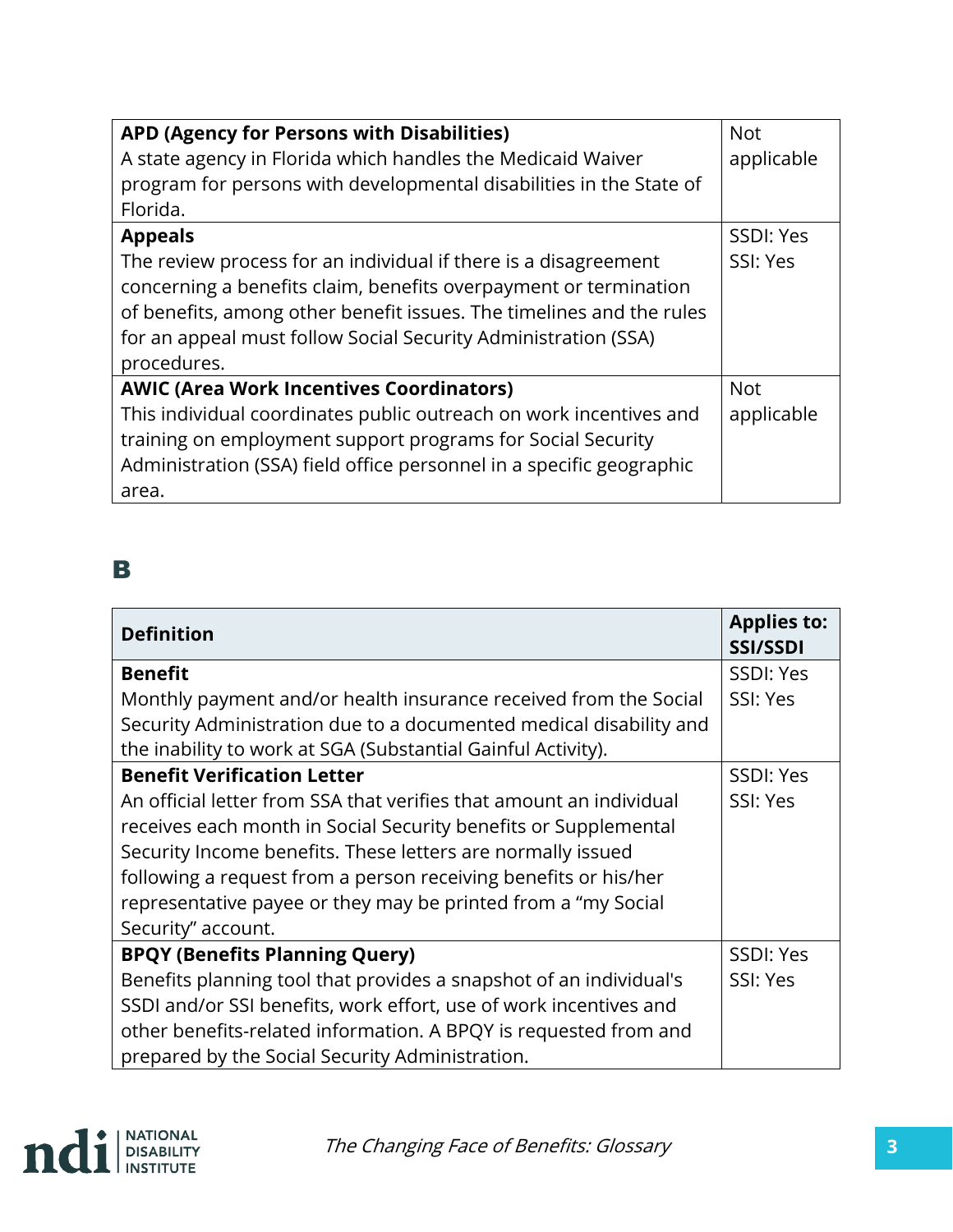| Definition | Applies to: SSI/SSDI |
|---|---|
| **APD (Agency for Persons with Disabilities)** A state agency in Florida which handles the Medicaid Waiver program for persons with developmental disabilities in the State of Florida. | Not applicable |
| **Appeals** The review process for an individual if there is a disagreement concerning a benefits claim, benefits overpayment or termination of benefits, among other benefit issues. The timelines and the rules for an appeal must follow Social Security Administration (SSA) procedures. | SSDI: Yes SSI: Yes |
| **AWIC (Area Work Incentives Coordinators)** This individual coordinates public outreach on work incentives and training on employment support programs for Social Security Administration (SSA) field office personnel in a specific geographic area. | Not applicable |

## B

| Definition | Applies to: SSI/SSDI |
|---|---|
| **Benefit** Monthly payment and/or health insurance received from the Social Security Administration due to a documented medical disability and the inability to work at SGA (Substantial Gainful Activity). | SSDI: Yes SSI: Yes |
| **Benefit Verification Letter** An official letter from SSA that verifies that amount an individual receives each month in Social Security benefits or Supplemental Security Income benefits. These letters are normally issued following a request from a person receiving benefits or his/her representative payee or they may be printed from a "my Social Security" account. | SSDI: Yes SSI: Yes |
| **BPQY (Benefits Planning Query)** Benefits planning tool that provides a snapshot of an individual's SSDI and/or SSI benefits, work effort, use of work incentives and other benefits-related information. A BPQY is requested from and prepared by the Social Security Administration. | SSDI: Yes SSI: Yes |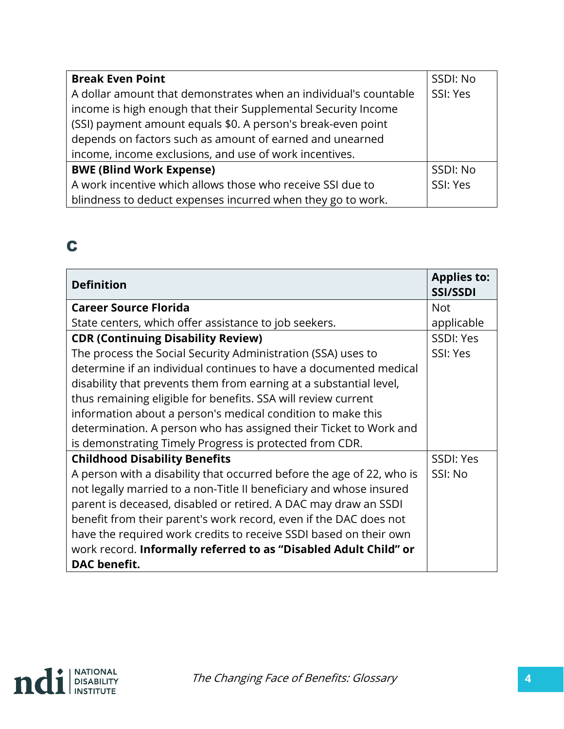| **Break Even Point**<br>A dollar amount that demonstrates when an individual's countable income is high enough that their Supplemental Security Income (SSI) payment amount equals $0. A person's break-even point depends on factors such as amount of earned and unearned income, income exclusions, and use of work incentives. | SSDI: No<br>SSI: Yes |
| --- | --- |
| **BWE (Blind Work Expense)**<br>A work incentive which allows those who receive SSI due to blindness to deduct expenses incurred when they go to work. | SSDI: No<br>SSI: Yes |

## C

| Definition | Applies to: SSI/SSDI |
| --- | --- |
| **Career Source Florida**<br>State centers, which offer assistance to job seekers. | Not applicable |
| **CDR (Continuing Disability Review)**<br>The process the Social Security Administration (SSA) uses to determine if an individual continues to have a documented medical disability that prevents them from earning at a substantial level, thus remaining eligible for benefits. SSA will review current information about a person's medical condition to make this determination. A person who has assigned their Ticket to Work and is demonstrating Timely Progress is protected from CDR. | SSDI: Yes<br>SSI: Yes |
| **Childhood Disability Benefits**<br>A person with a disability that occurred before the age of 22, who is not legally married to a non-Title II beneficiary and whose insured parent is deceased, disabled or retired. A DAC may draw an SSDI benefit from their parent's work record, even if the DAC does not have the required work credits to receive SSDI based on their own work record. **Informally referred to as "Disabled Adult Child" or DAC benefit.** | SSDI: Yes<br>SSI: No |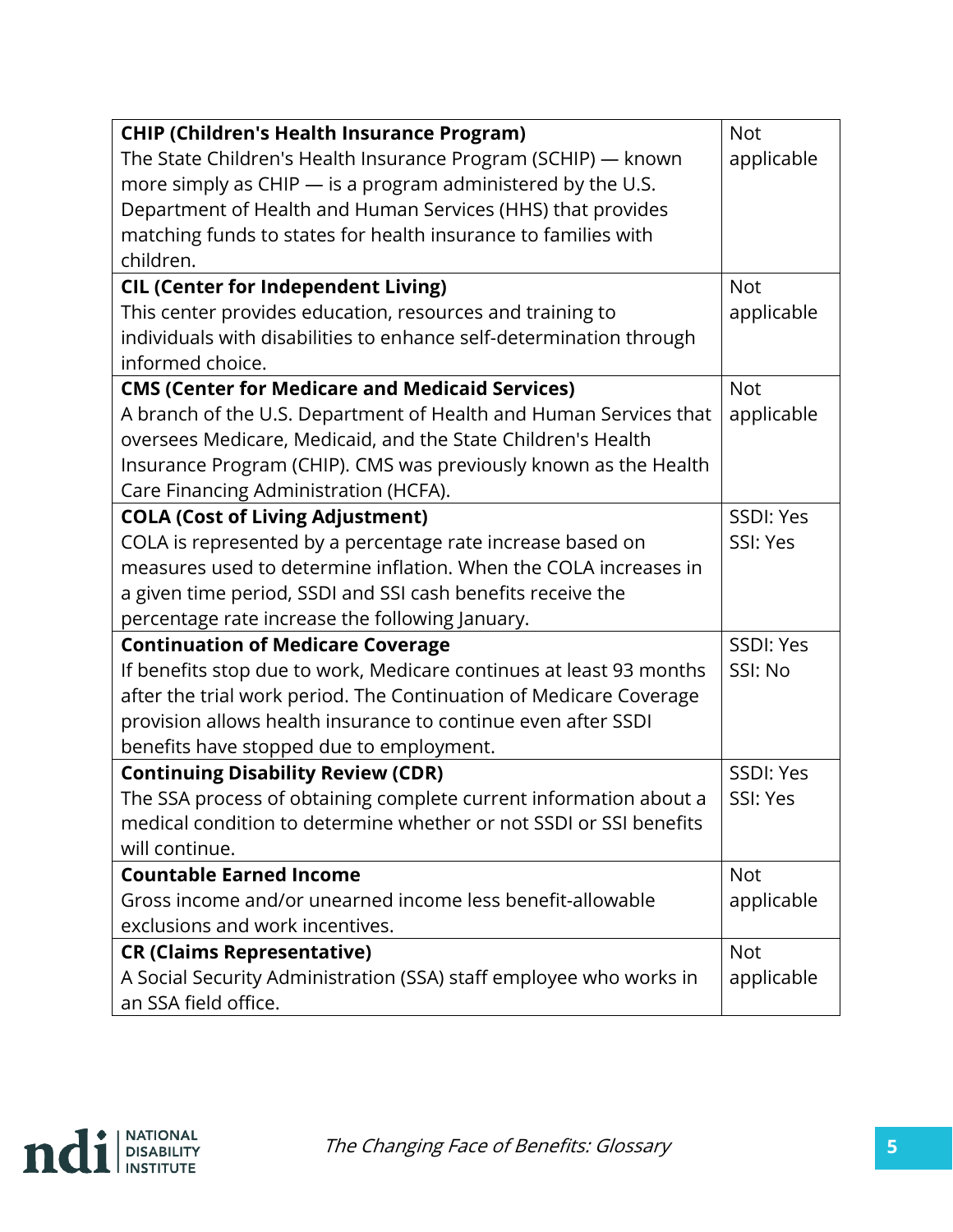| Term | Applicability |
| --- | --- |
| **CHIP (Children's Health Insurance Program)** The State Children's Health Insurance Program (SCHIP) — known more simply as CHIP — is a program administered by the U.S. Department of Health and Human Services (HHS) that provides matching funds to states for health insurance to families with children. | Not applicable |
| **CIL (Center for Independent Living)** This center provides education, resources and training to individuals with disabilities to enhance self-determination through informed choice. | Not applicable |
| **CMS (Center for Medicare and Medicaid Services)** A branch of the U.S. Department of Health and Human Services that oversees Medicare, Medicaid, and the State Children's Health Insurance Program (CHIP). CMS was previously known as the Health Care Financing Administration (HCFA). | Not applicable |
| **COLA (Cost of Living Adjustment)** COLA is represented by a percentage rate increase based on measures used to determine inflation. When the COLA increases in a given time period, SSDI and SSI cash benefits receive the percentage rate increase the following January. | SSDI: Yes SSI: Yes |
| **Continuation of Medicare Coverage** If benefits stop due to work, Medicare continues at least 93 months after the trial work period. The Continuation of Medicare Coverage provision allows health insurance to continue even after SSDI benefits have stopped due to employment. | SSDI: Yes SSI: No |
| **Continuing Disability Review (CDR)** The SSA process of obtaining complete current information about a medical condition to determine whether or not SSDI or SSI benefits will continue. | SSDI: Yes SSI: Yes |
| **Countable Earned Income** Gross income and/or unearned income less benefit-allowable exclusions and work incentives. | Not applicable |
| **CR (Claims Representative)** A Social Security Administration (SSA) staff employee who works in an SSA field office. | Not applicable |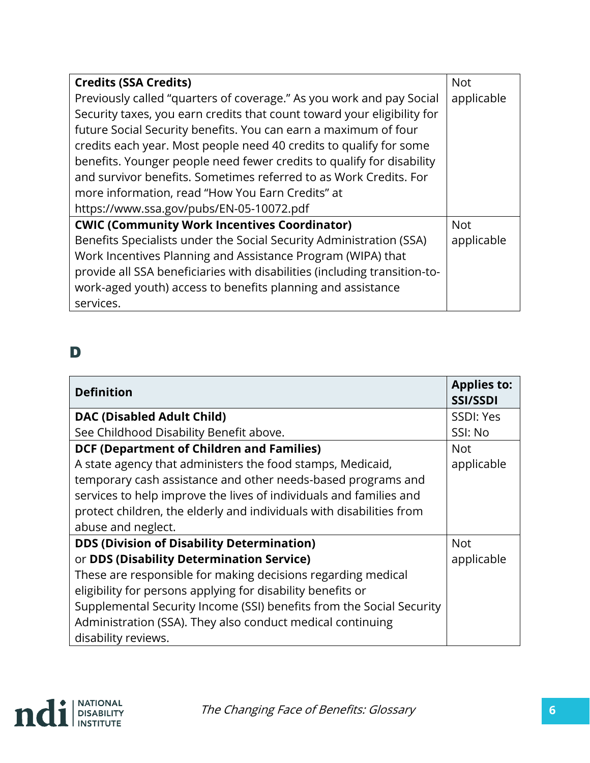| Definition | Applies to: SSI/SSDI |
|---|---|
| **Credits (SSA Credits)**<br>Previously called “quarters of coverage.” As you work and pay Social Security taxes, you earn credits that count toward your eligibility for future Social Security benefits. You can earn a maximum of four credits each year. Most people need 40 credits to qualify for some benefits. Younger people need fewer credits to qualify for disability and survivor benefits. Sometimes referred to as Work Credits. For more information, read “How You Earn Credits” at https://www.ssa.gov/pubs/EN-05-10072.pdf | Not applicable |
| **CWIC (Community Work Incentives Coordinator)**<br>Benefits Specialists under the Social Security Administration (SSA) Work Incentives Planning and Assistance Program (WIPA) that provide all SSA beneficiaries with disabilities (including transition-to-work-aged youth) access to benefits planning and assistance services. | Not applicable |

## D

| Definition | Applies to: SSI/SSDI |
|---|---|
| **DAC (Disabled Adult Child)**<br>See Childhood Disability Benefit above. | SSDI: Yes<br>SSI: No |
| **DCF (Department of Children and Families)**<br>A state agency that administers the food stamps, Medicaid, temporary cash assistance and other needs-based programs and services to help improve the lives of individuals and families and protect children, the elderly and individuals with disabilities from abuse and neglect. | Not applicable |
| **DDS (Division of Disability Determination)**<br>or **DDS (Disability Determination Service)**<br>These are responsible for making decisions regarding medical eligibility for persons applying for disability benefits or Supplemental Security Income (SSI) benefits from the Social Security Administration (SSA). They also conduct medical continuing disability reviews. | Not applicable |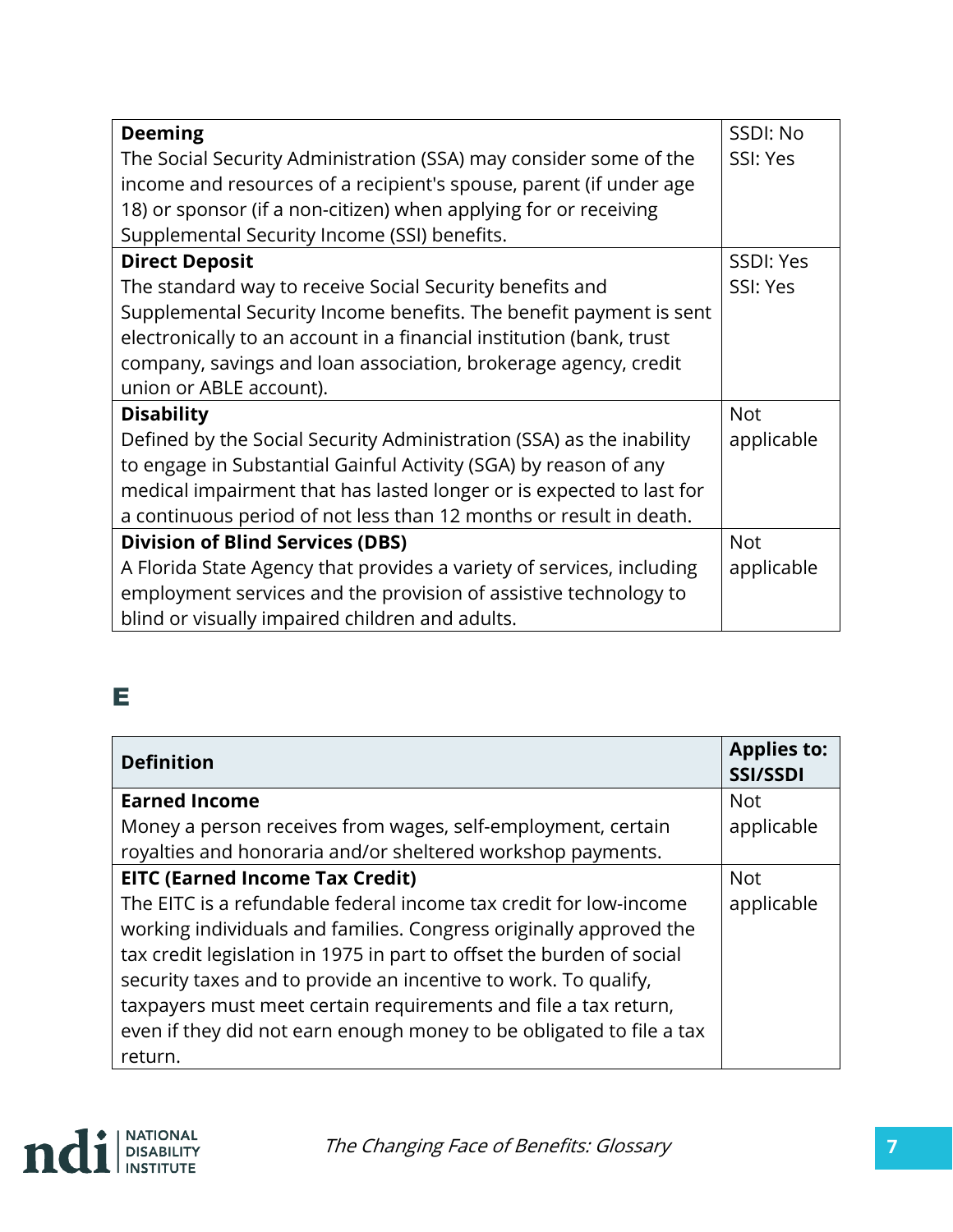| Definition | Applies to: SSI/SSDI |
|---|---|
| **Deeming**<br>The Social Security Administration (SSA) may consider some of the income and resources of a recipient's spouse, parent (if under age 18) or sponsor (if a non-citizen) when applying for or receiving Supplemental Security Income (SSI) benefits. | SSDI: No<br>SSI: Yes |
| **Direct Deposit**<br>The standard way to receive Social Security benefits and Supplemental Security Income benefits. The benefit payment is sent electronically to an account in a financial institution (bank, trust company, savings and loan association, brokerage agency, credit union or ABLE account). | SSDI: Yes<br>SSI: Yes |
| **Disability**<br>Defined by the Social Security Administration (SSA) as the inability to engage in Substantial Gainful Activity (SGA) by reason of any medical impairment that has lasted longer or is expected to last for a continuous period of not less than 12 months or result in death. | Not applicable |
| **Division of Blind Services (DBS)**<br>A Florida State Agency that provides a variety of services, including employment services and the provision of assistive technology to blind or visually impaired children and adults. | Not applicable |

## E

| Definition | Applies to: SSI/SSDI |
|---|---|
| **Earned Income**<br>Money a person receives from wages, self-employment, certain royalties and honoraria and/or sheltered workshop payments. | Not applicable |
| **EITC (Earned Income Tax Credit)**<br>The EITC is a refundable federal income tax credit for low-income working individuals and families. Congress originally approved the tax credit legislation in 1975 in part to offset the burden of social security taxes and to provide an incentive to work. To qualify, taxpayers must meet certain requirements and file a tax return, even if they did not earn enough money to be obligated to file a tax return. | Not applicable |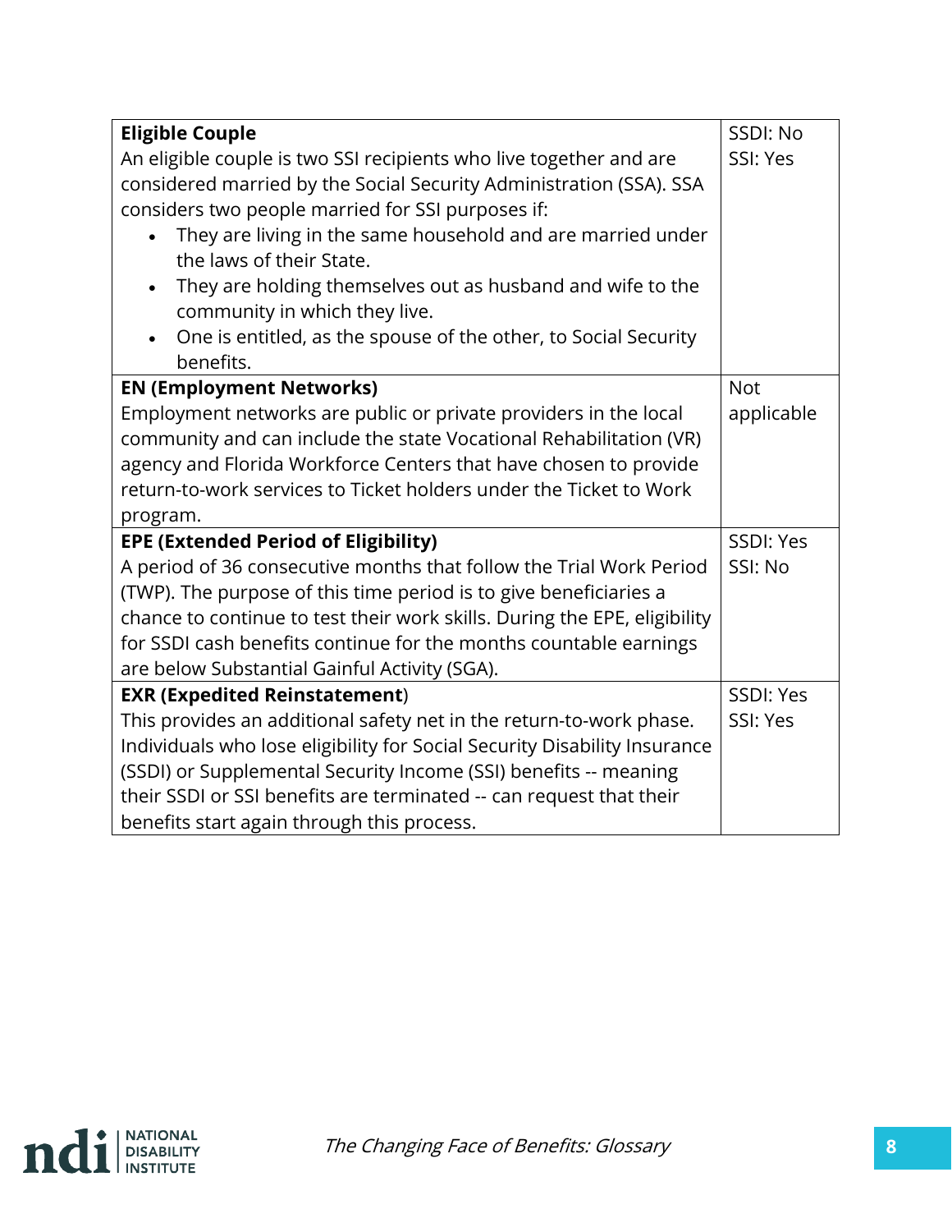| | |
|---|---|
| **Eligible Couple**<br>An eligible couple is two SSI recipients who live together and are considered married by the Social Security Administration (SSA). SSA considers two people married for SSI purposes if:<br>• They are living in the same household and are married under the laws of their State.<br>• They are holding themselves out as husband and wife to the community in which they live.<br>• One is entitled, as the spouse of the other, to Social Security benefits. | SSDI: No<br>SSI: Yes |
| **EN (Employment Networks)**<br>Employment networks are public or private providers in the local community and can include the state Vocational Rehabilitation (VR) agency and Florida Workforce Centers that have chosen to provide return-to-work services to Ticket holders under the Ticket to Work program. | Not applicable |
| **EPE (Extended Period of Eligibility)**<br>A period of 36 consecutive months that follow the Trial Work Period (TWP). The purpose of this time period is to give beneficiaries a chance to continue to test their work skills. During the EPE, eligibility for SSDI cash benefits continue for the months countable earnings are below Substantial Gainful Activity (SGA). | SSDI: Yes<br>SSI: No |
| **EXR (Expedited Reinstatement**)<br>This provides an additional safety net in the return-to-work phase. Individuals who lose eligibility for Social Security Disability Insurance (SSDI) or Supplemental Security Income (SSI) benefits -- meaning their SSDI or SSI benefits are terminated -- can request that their benefits start again through this process. | SSDI: Yes<br>SSI: Yes |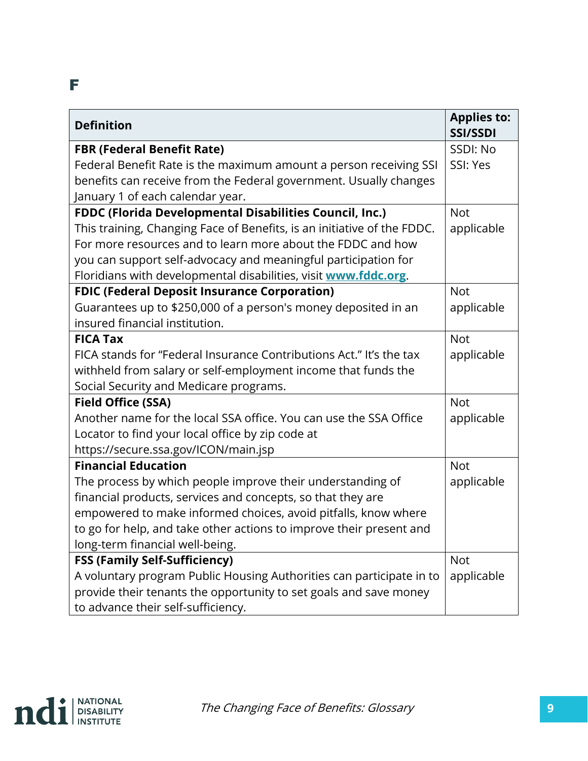# F

| Definition | Applies to: SSI/SSDI |
|---|---|
| **FBR (Federal Benefit Rate)**<br>Federal Benefit Rate is the maximum amount a person receiving SSI benefits can receive from the Federal government. Usually changes January 1 of each calendar year. | SSDI: No<br>SSI: Yes |
| **FDDC (Florida Developmental Disabilities Council, Inc.)**<br>This training, Changing Face of Benefits, is an initiative of the FDDC. For more resources and to learn more about the FDDC and how you can support self-advocacy and meaningful participation for Floridians with developmental disabilities, visit **www.fddc.org**. | Not applicable |
| **FDIC (Federal Deposit Insurance Corporation)**<br>Guarantees up to $250,000 of a person's money deposited in an insured financial institution. | Not applicable |
| **FICA Tax**<br>FICA stands for "Federal Insurance Contributions Act." It's the tax withheld from salary or self-employment income that funds the Social Security and Medicare programs. | Not applicable |
| **Field Office (SSA)**<br>Another name for the local SSA office. You can use the SSA Office Locator to find your local office by zip code at https://secure.ssa.gov/ICON/main.jsp | Not applicable |
| **Financial Education**<br>The process by which people improve their understanding of financial products, services and concepts, so that they are empowered to make informed choices, avoid pitfalls, know where to go for help, and take other actions to improve their present and long-term financial well-being. | Not applicable |
| **FSS (Family Self-Sufficiency)**<br>A voluntary program Public Housing Authorities can participate in to provide their tenants the opportunity to set goals and save money to advance their self-sufficiency. | Not applicable |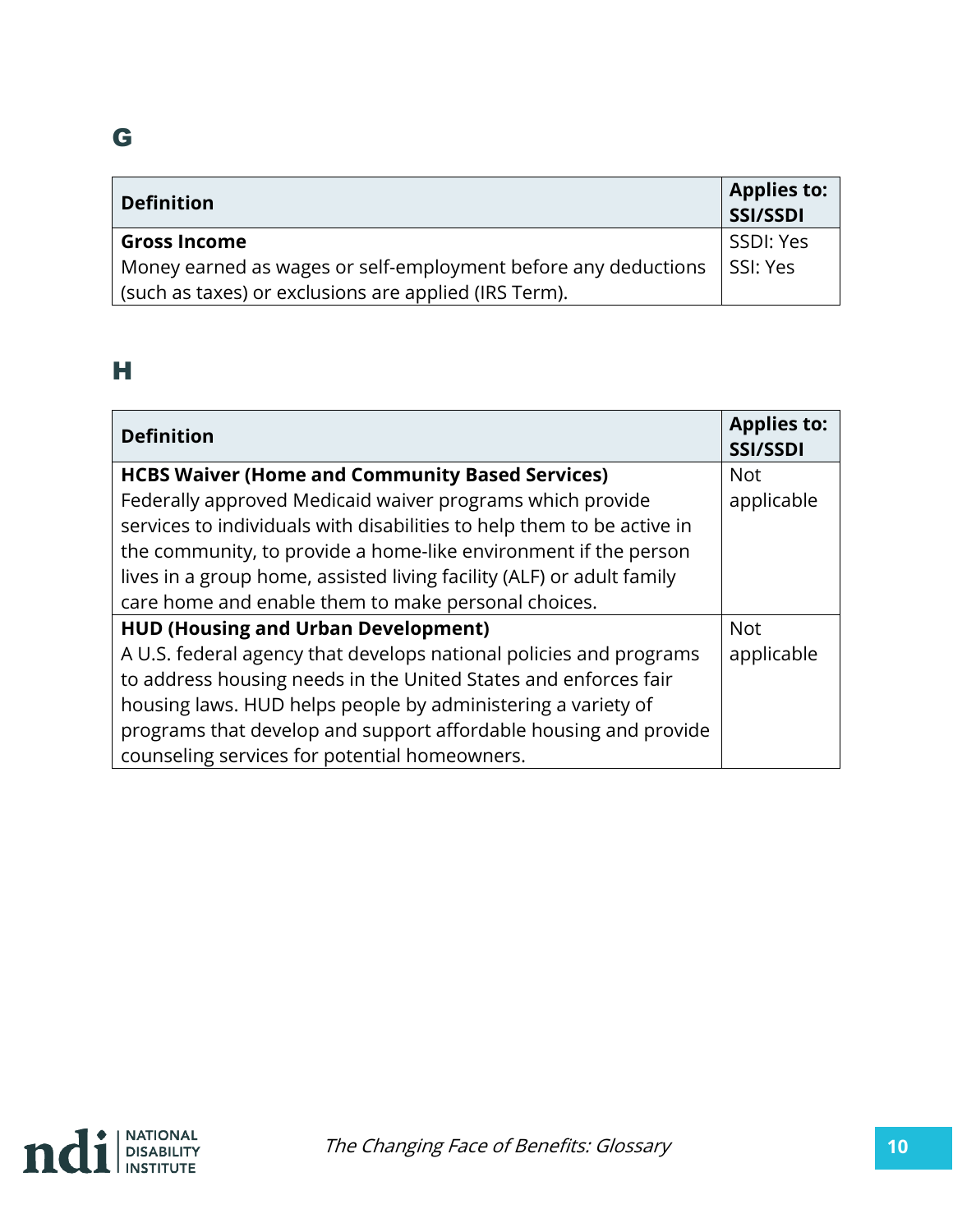## G

| Definition | Applies to: SSI/SSDI |
|---|---|
| **Gross Income**<br>Money earned as wages or self-employment before any deductions (such as taxes) or exclusions are applied (IRS Term). | SSDI: Yes<br>SSI: Yes |

## H

| Definition | Applies to: SSI/SSDI |
|---|---|
| **HCBS Waiver (Home and Community Based Services)**<br>Federally approved Medicaid waiver programs which provide services to individuals with disabilities to help them to be active in the community, to provide a home-like environment if the person lives in a group home, assisted living facility (ALF) or adult family care home and enable them to make personal choices. | Not applicable |
| **HUD (Housing and Urban Development)**<br>A U.S. federal agency that develops national policies and programs to address housing needs in the United States and enforces fair housing laws. HUD helps people by administering a variety of programs that develop and support affordable housing and provide counseling services for potential homeowners. | Not applicable |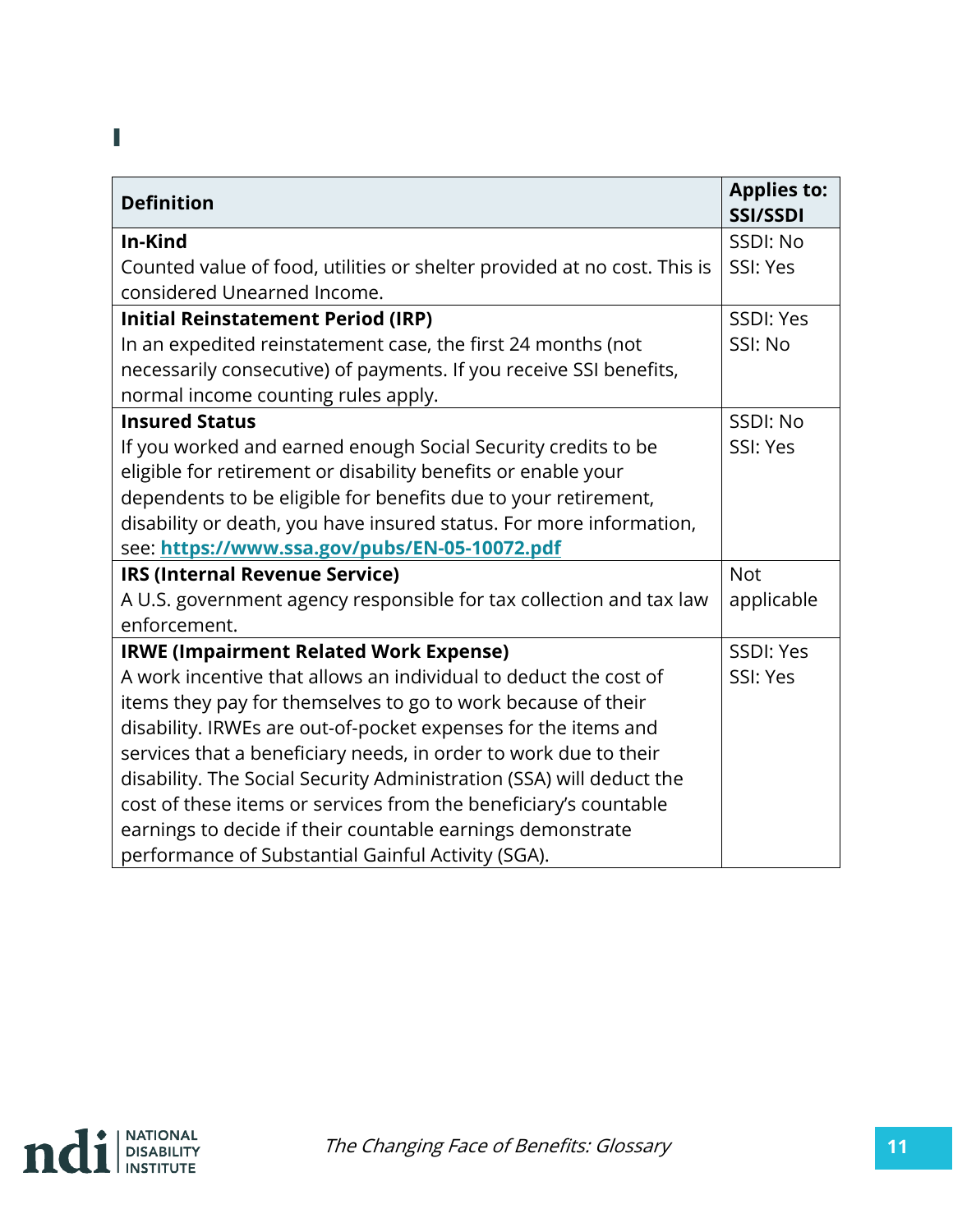# I

| Definition | Applies to: SSI/SSDI |
|---|---|
| **In-Kind**<br>Counted value of food, utilities or shelter provided at no cost. This is considered Unearned Income. | SSDI: No<br>SSI: Yes |
| **Initial Reinstatement Period (IRP)**<br>In an expedited reinstatement case, the first 24 months (not necessarily consecutive) of payments. If you receive SSI benefits, normal income counting rules apply. | SSDI: Yes<br>SSI: No |
| **Insured Status**<br>If you worked and earned enough Social Security credits to be eligible for retirement or disability benefits or enable your dependents to be eligible for benefits due to your retirement, disability or death, you have insured status. For more information, see: **https://www.ssa.gov/pubs/EN-05-10072.pdf** | SSDI: No<br>SSI: Yes |
| **IRS (Internal Revenue Service)**<br>A U.S. government agency responsible for tax collection and tax law enforcement. | Not applicable |
| **IRWE (Impairment Related Work Expense)**<br>A work incentive that allows an individual to deduct the cost of items they pay for themselves to go to work because of their disability. IRWEs are out-of-pocket expenses for the items and services that a beneficiary needs, in order to work due to their disability. The Social Security Administration (SSA) will deduct the cost of these items or services from the beneficiary's countable earnings to decide if their countable earnings demonstrate performance of Substantial Gainful Activity (SGA). | SSDI: Yes<br>SSI: Yes |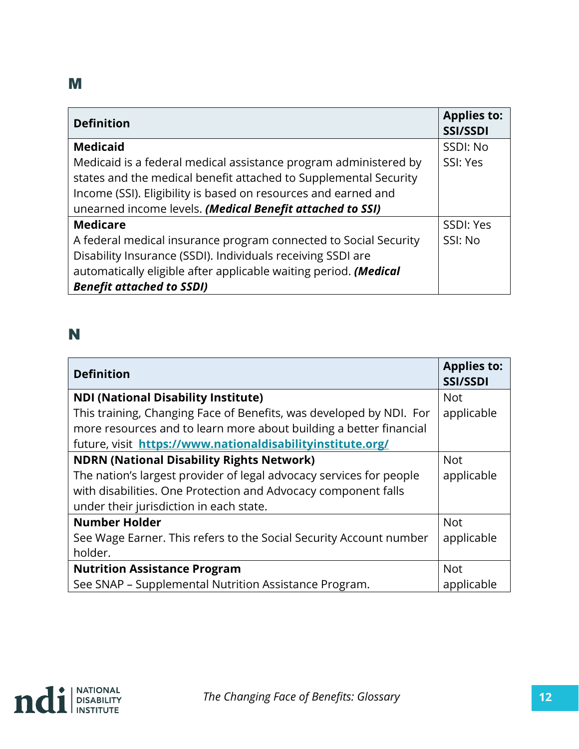## M

| Definition | Applies to: SSI/SSDI |
|---|---|
| **Medicaid**<br>Medicaid is a federal medical assistance program administered by states and the medical benefit attached to Supplemental Security Income (SSI). Eligibility is based on resources and earned and unearned income levels. ***(Medical Benefit attached to SSI)*** | SSDI: No<br>SSI: Yes |
| **Medicare**<br>A federal medical insurance program connected to Social Security Disability Insurance (SSDI). Individuals receiving SSDI are automatically eligible after applicable waiting period. ***(Medical Benefit attached to SSDI)*** | SSDI: Yes<br>SSI: No |

## N

| Definition | Applies to: SSI/SSDI |
|---|---|
| **NDI (National Disability Institute)**<br>This training, Changing Face of Benefits, was developed by NDI. For more resources and to learn more about building a better financial future, visit **https://www.nationaldisabilityinstitute.org/** | Not applicable |
| **NDRN (National Disability Rights Network)**<br>The nation's largest provider of legal advocacy services for people with disabilities. One Protection and Advocacy component falls under their jurisdiction in each state. | Not applicable |
| **Number Holder**<br>See Wage Earner. This refers to the Social Security Account number holder. | Not applicable |
| **Nutrition Assistance Program**<br>See SNAP – Supplemental Nutrition Assistance Program. | Not applicable |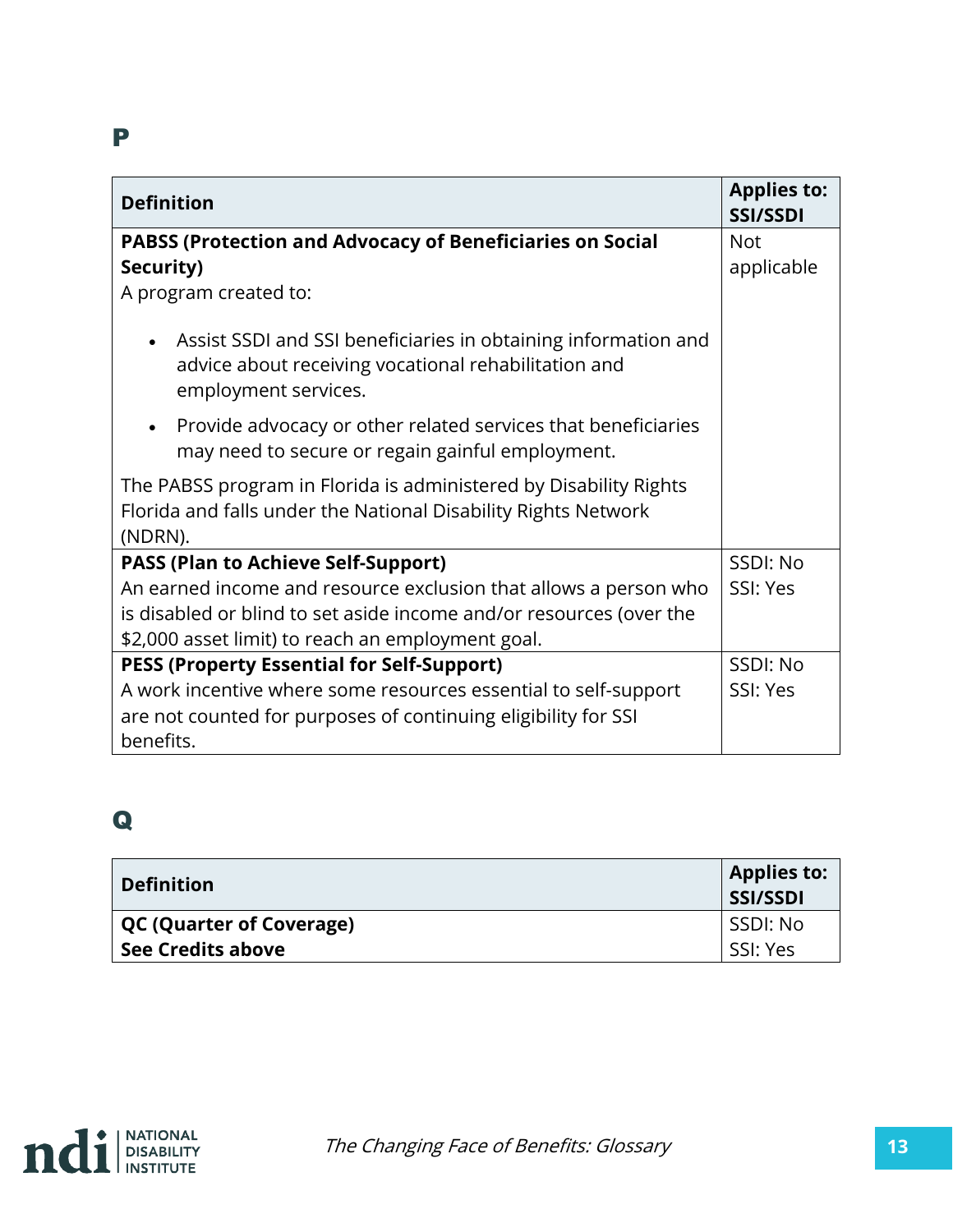## P

| Definition | Applies to: SSI/SSDI |
|---|---|
| **PABSS (Protection and Advocacy of Beneficiaries on Social Security)**<br>A program created to:<br>• Assist SSDI and SSI beneficiaries in obtaining information and advice about receiving vocational rehabilitation and employment services.<br>• Provide advocacy or other related services that beneficiaries may need to secure or regain gainful employment.<br>The PABSS program in Florida is administered by Disability Rights Florida and falls under the National Disability Rights Network (NDRN). | Not applicable |
| **PASS (Plan to Achieve Self-Support)**<br>An earned income and resource exclusion that allows a person who is disabled or blind to set aside income and/or resources (over the $2,000 asset limit) to reach an employment goal. | SSDI: No<br>SSI: Yes |
| **PESS (Property Essential for Self-Support)**<br>A work incentive where some resources essential to self-support are not counted for purposes of continuing eligibility for SSI benefits. | SSDI: No<br>SSI: Yes |

## Q

| Definition | Applies to: SSI/SSDI |
|---|---|
| **QC (Quarter of Coverage)**<br>**See Credits above** | SSDI: No<br>SSI: Yes |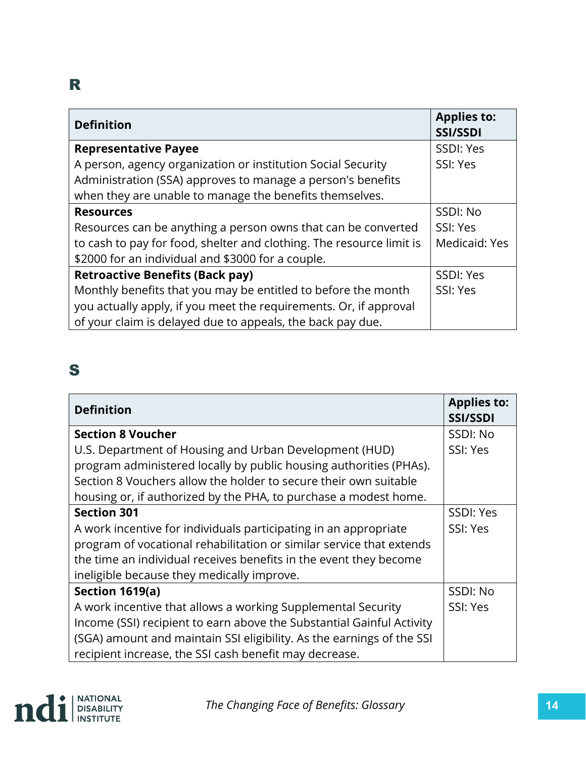## R

| Definition | Applies to: SSI/SSDI |
|---|---|
| **Representative Payee**<br>A person, agency organization or institution Social Security Administration (SSA) approves to manage a person's benefits when they are unable to manage the benefits themselves. | SSDI: Yes<br>SSI: Yes |
| **Resources**<br>Resources can be anything a person owns that can be converted to cash to pay for food, shelter and clothing. The resource limit is $2000 for an individual and $3000 for a couple. | SSDI: No<br>SSI: Yes<br>Medicaid: Yes |
| **Retroactive Benefits (Back pay)**<br>Monthly benefits that you may be entitled to before the month you actually apply, if you meet the requirements. Or, if approval of your claim is delayed due to appeals, the back pay due. | SSDI: Yes<br>SSI: Yes |

## S

| Definition | Applies to: SSI/SSDI |
|---|---|
| **Section 8 Voucher**<br>U.S. Department of Housing and Urban Development (HUD) program administered locally by public housing authorities (PHAs). Section 8 Vouchers allow the holder to secure their own suitable housing or, if authorized by the PHA, to purchase a modest home. | SSDI: No<br>SSI: Yes |
| **Section 301**<br>A work incentive for individuals participating in an appropriate program of vocational rehabilitation or similar service that extends the time an individual receives benefits in the event they become ineligible because they medically improve. | SSDI: Yes<br>SSI: Yes |
| **Section 1619(a)**<br>A work incentive that allows a working Supplemental Security Income (SSI) recipient to earn above the Substantial Gainful Activity (SGA) amount and maintain SSI eligibility. As the earnings of the SSI recipient increase, the SSI cash benefit may decrease. | SSDI: No<br>SSI: Yes |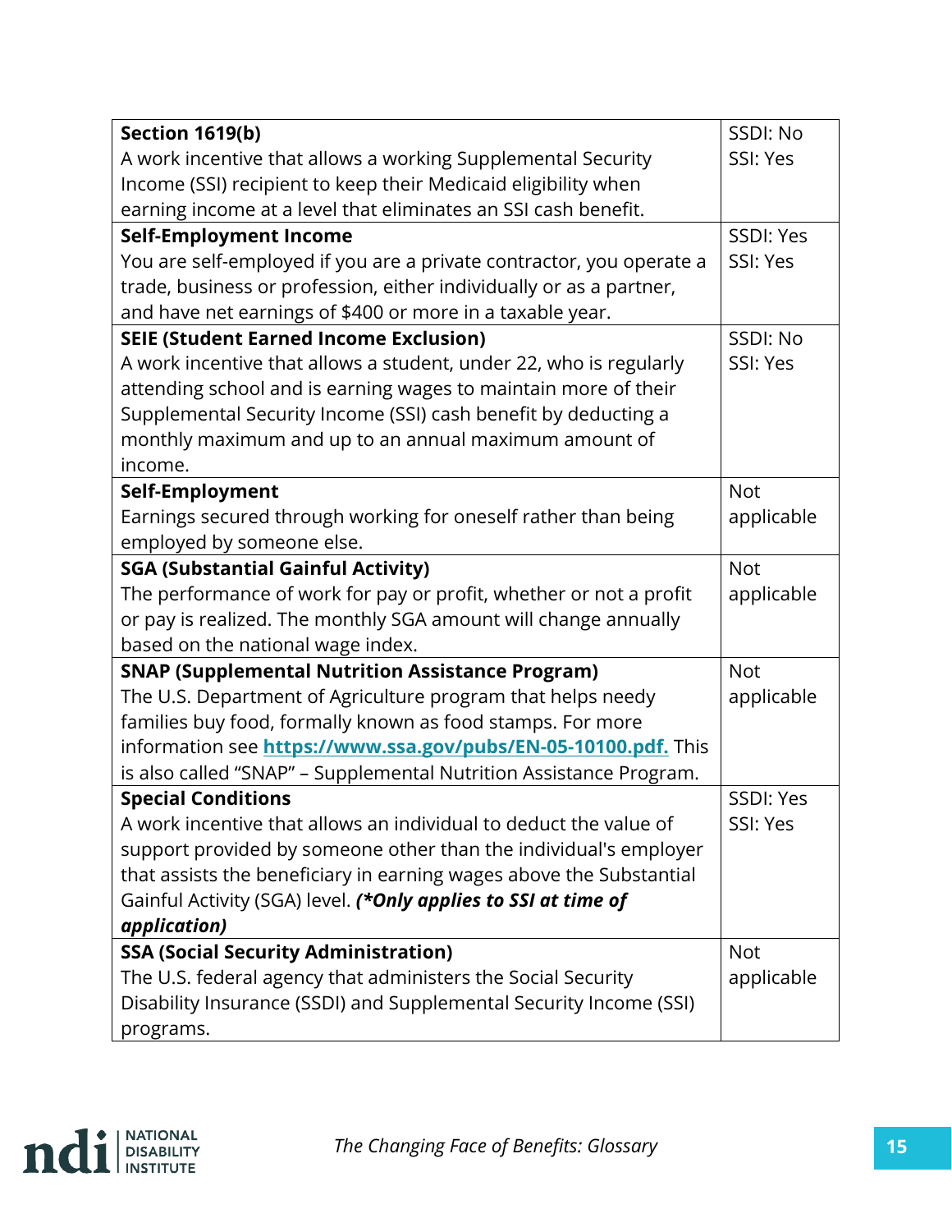| | |
|---|---|
| **Section 1619(b)**<br>A work incentive that allows a working Supplemental Security Income (SSI) recipient to keep their Medicaid eligibility when earning income at a level that eliminates an SSI cash benefit. | SSDI: No<br>SSI: Yes |
| **Self-Employment Income**<br>You are self-employed if you are a private contractor, you operate a trade, business or profession, either individually or as a partner, and have net earnings of $400 or more in a taxable year. | SSDI: Yes<br>SSI: Yes |
| **SEIE (Student Earned Income Exclusion)**<br>A work incentive that allows a student, under 22, who is regularly attending school and is earning wages to maintain more of their Supplemental Security Income (SSI) cash benefit by deducting a monthly maximum and up to an annual maximum amount of income. | SSDI: No<br>SSI: Yes |
| **Self-Employment**<br>Earnings secured through working for oneself rather than being employed by someone else. | Not applicable |
| **SGA (Substantial Gainful Activity)**<br>The performance of work for pay or profit, whether or not a profit or pay is realized. The monthly SGA amount will change annually based on the national wage index. | Not applicable |
| **SNAP (Supplemental Nutrition Assistance Program)**<br>The U.S. Department of Agriculture program that helps needy families buy food, formally known as food stamps. For more information see **https://www.ssa.gov/pubs/EN-05-10100.pdf.** This is also called "SNAP" – Supplemental Nutrition Assistance Program. | Not applicable |
| **Special Conditions**<br>A work incentive that allows an individual to deduct the value of support provided by someone other than the individual's employer that assists the beneficiary in earning wages above the Substantial Gainful Activity (SGA) level. ***(*Only applies to SSI at time of application)*** | SSDI: Yes<br>SSI: Yes |
| **SSA (Social Security Administration)**<br>The U.S. federal agency that administers the Social Security Disability Insurance (SSDI) and Supplemental Security Income (SSI) programs. | Not applicable |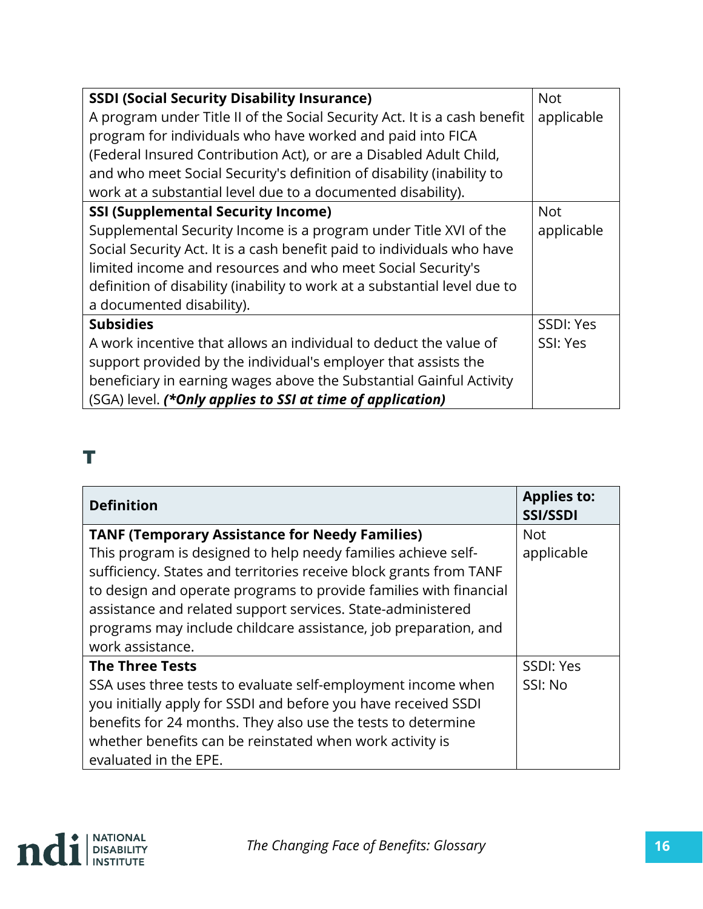| Definition | Applies to: SSI/SSDI |
|---|---|
| **SSDI (Social Security Disability Insurance)** A program under Title II of the Social Security Act. It is a cash benefit program for individuals who have worked and paid into FICA (Federal Insured Contribution Act), or are a Disabled Adult Child, and who meet Social Security's definition of disability (inability to work at a substantial level due to a documented disability). | Not applicable |
| **SSI (Supplemental Security Income)** Supplemental Security Income is a program under Title XVI of the Social Security Act. It is a cash benefit paid to individuals who have limited income and resources and who meet Social Security's definition of disability (inability to work at a substantial level due to a documented disability). | Not applicable |
| **Subsidies** A work incentive that allows an individual to deduct the value of support provided by the individual's employer that assists the beneficiary in earning wages above the Substantial Gainful Activity (SGA) level. ***(*Only applies to SSI at time of application)*** | SSDI: Yes SSI: Yes |

## T

| Definition | Applies to: SSI/SSDI |
|---|---|
| **TANF (Temporary Assistance for Needy Families)** This program is designed to help needy families achieve self-sufficiency. States and territories receive block grants from TANF to design and operate programs to provide families with financial assistance and related support services. State-administered programs may include childcare assistance, job preparation, and work assistance. | Not applicable |
| **The Three Tests** SSA uses three tests to evaluate self-employment income when you initially apply for SSDI and before you have received SSDI benefits for 24 months. They also use the tests to determine whether benefits can be reinstated when work activity is evaluated in the EPE. | SSDI: Yes SSI: No |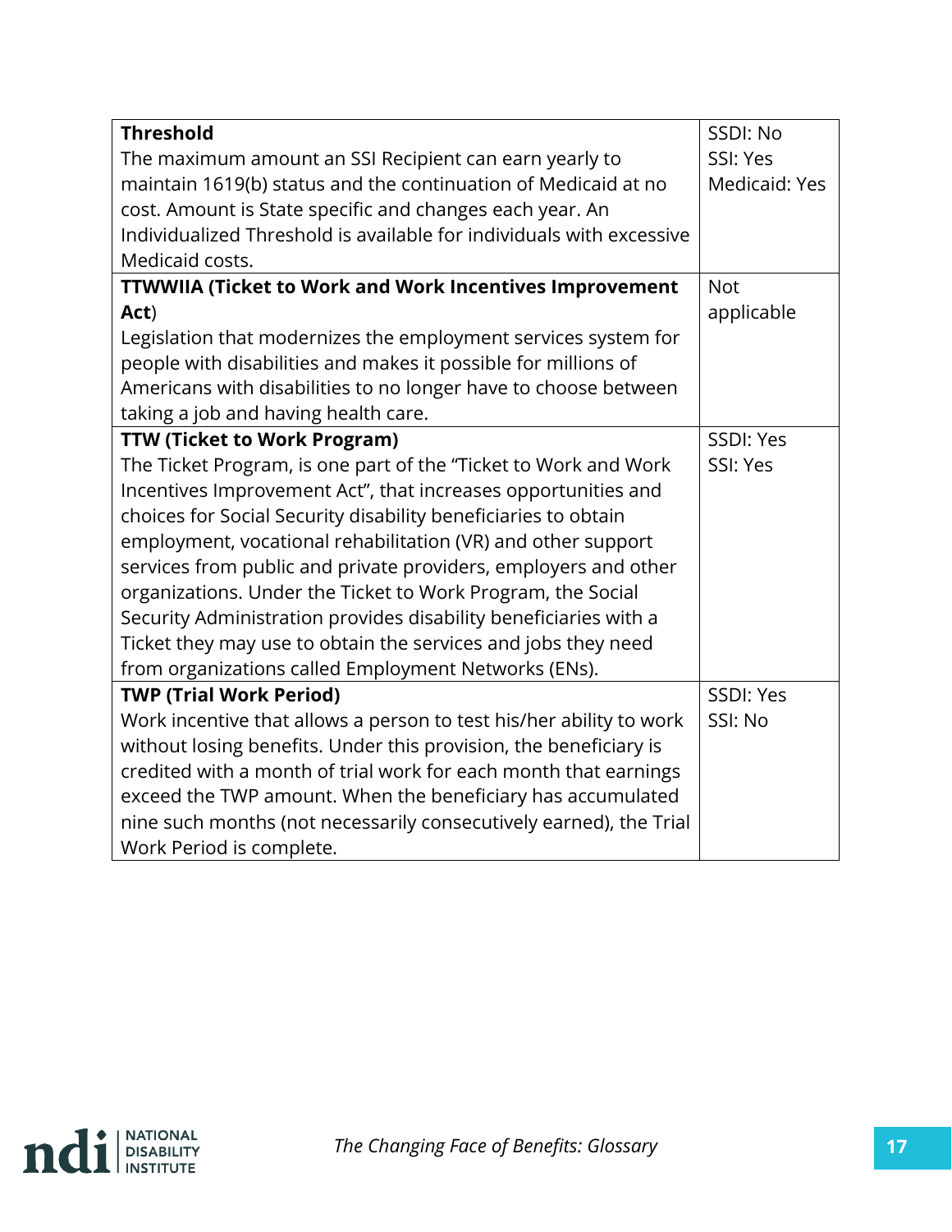| | |
|---|---|
| **Threshold**<br>The maximum amount an SSI Recipient can earn yearly to maintain 1619(b) status and the continuation of Medicaid at no cost. Amount is State specific and changes each year. An Individualized Threshold is available for individuals with excessive Medicaid costs. | SSDI: No<br>SSI: Yes<br>Medicaid: Yes |
| **TTWWIIA (Ticket to Work and Work Incentives Improvement Act**)<br>Legislation that modernizes the employment services system for people with disabilities and makes it possible for millions of Americans with disabilities to no longer have to choose between taking a job and having health care. | Not applicable |
| **TTW (Ticket to Work Program)**<br>The Ticket Program, is one part of the "Ticket to Work and Work Incentives Improvement Act", that increases opportunities and choices for Social Security disability beneficiaries to obtain employment, vocational rehabilitation (VR) and other support services from public and private providers, employers and other organizations. Under the Ticket to Work Program, the Social Security Administration provides disability beneficiaries with a Ticket they may use to obtain the services and jobs they need from organizations called Employment Networks (ENs). | SSDI: Yes<br>SSI: Yes |
| **TWP (Trial Work Period)**<br>Work incentive that allows a person to test his/her ability to work without losing benefits. Under this provision, the beneficiary is credited with a month of trial work for each month that earnings exceed the TWP amount. When the beneficiary has accumulated nine such months (not necessarily consecutively earned), the Trial Work Period is complete. | SSDI: Yes<br>SSI: No |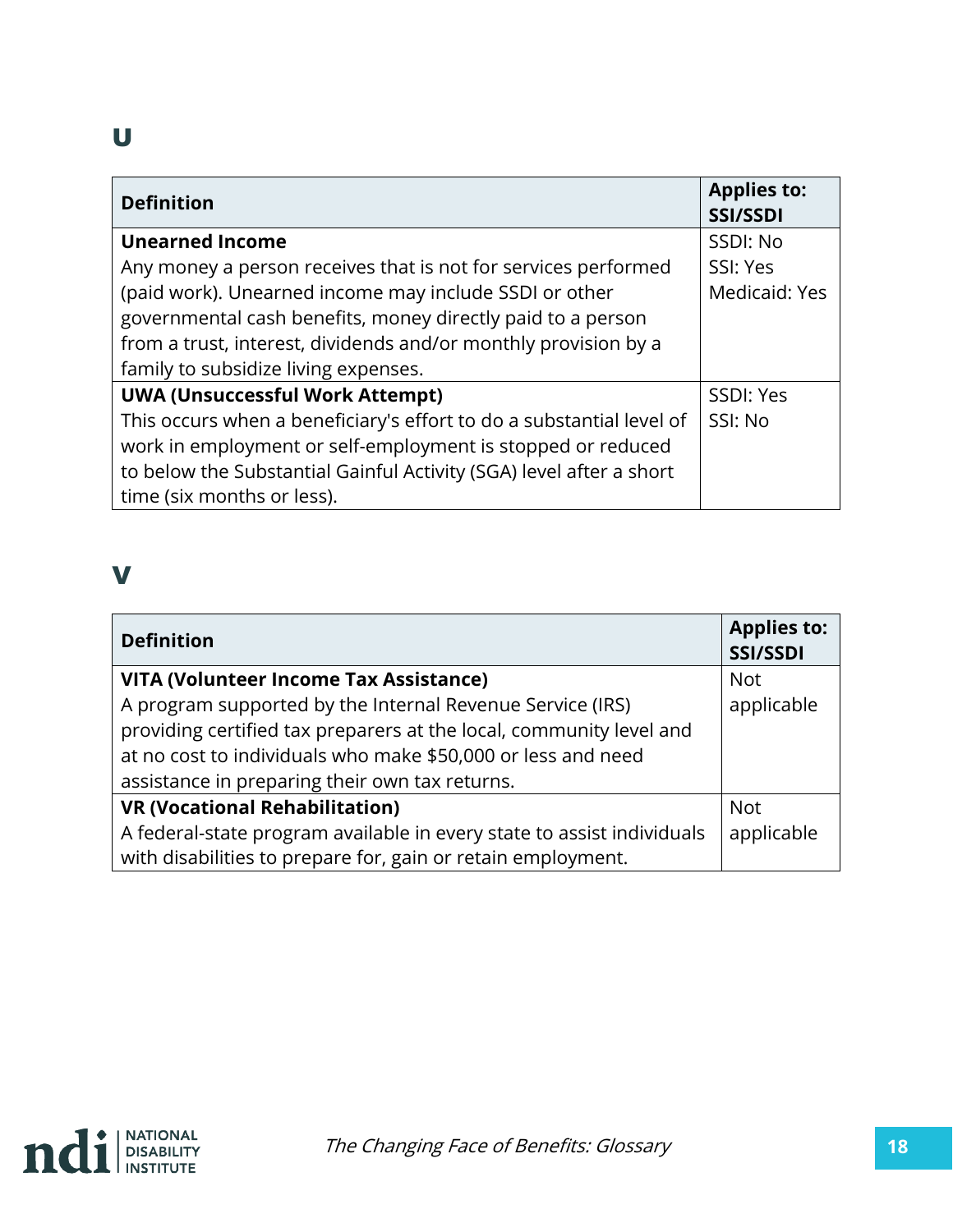## U

| Definition | Applies to: SSI/SSDI |
|---|---|
| **Unearned Income**<br>Any money a person receives that is not for services performed (paid work). Unearned income may include SSDI or other governmental cash benefits, money directly paid to a person from a trust, interest, dividends and/or monthly provision by a family to subsidize living expenses. | SSDI: No<br>SSI: Yes<br>Medicaid: Yes |
| **UWA (Unsuccessful Work Attempt)**<br>This occurs when a beneficiary's effort to do a substantial level of work in employment or self-employment is stopped or reduced to below the Substantial Gainful Activity (SGA) level after a short time (six months or less). | SSDI: Yes<br>SSI: No |

## V

| Definition | Applies to: SSI/SSDI |
|---|---|
| **VITA (Volunteer Income Tax Assistance)**<br>A program supported by the Internal Revenue Service (IRS) providing certified tax preparers at the local, community level and at no cost to individuals who make $50,000 or less and need assistance in preparing their own tax returns. | Not applicable |
| **VR (Vocational Rehabilitation)**<br>A federal-state program available in every state to assist individuals with disabilities to prepare for, gain or retain employment. | Not applicable |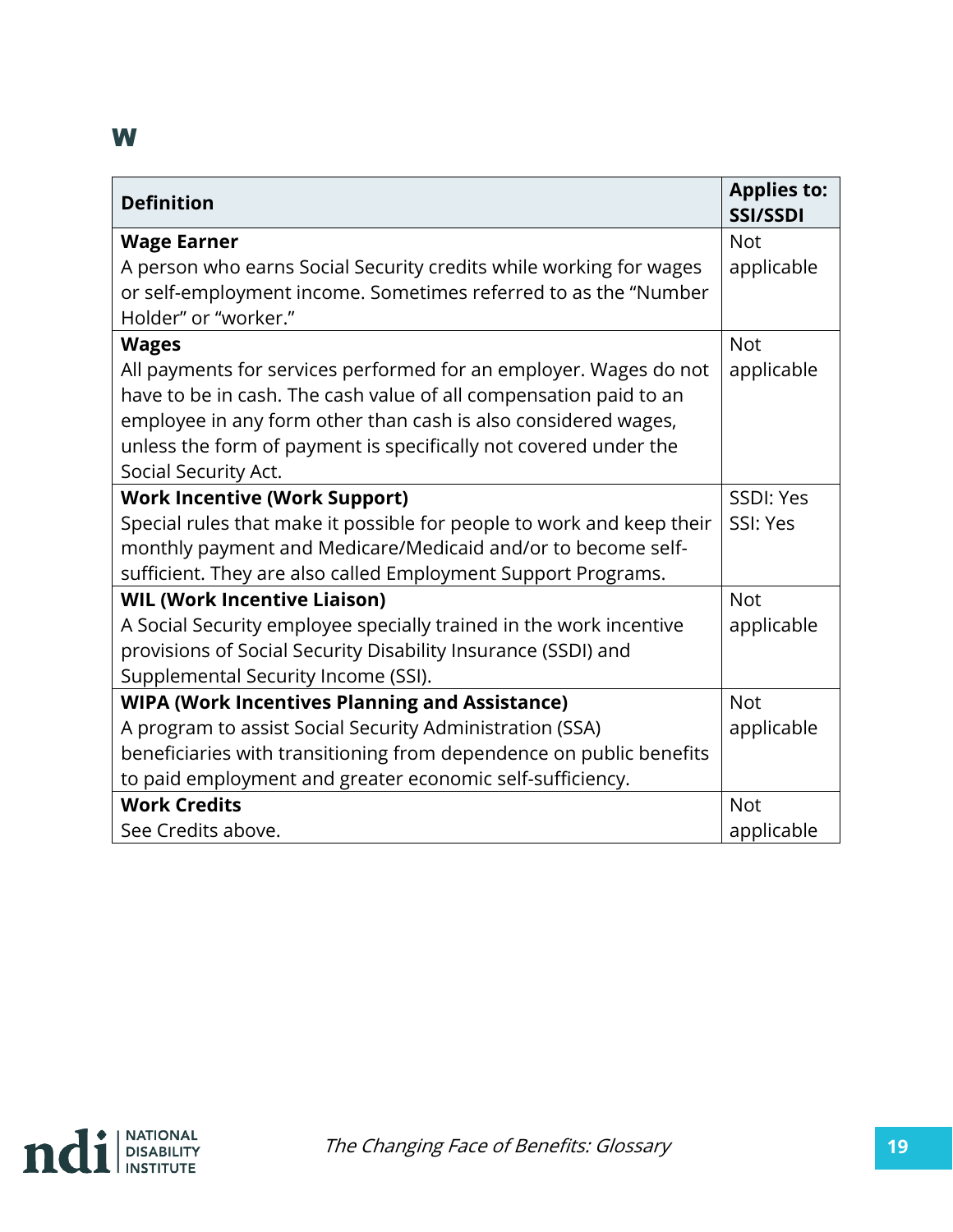## W

| Definition | Applies to: SSI/SSDI |
|---|---|
| **Wage Earner**<br>A person who earns Social Security credits while working for wages or self-employment income. Sometimes referred to as the "Number Holder" or "worker." | Not applicable |
| **Wages**<br>All payments for services performed for an employer. Wages do not have to be in cash. The cash value of all compensation paid to an employee in any form other than cash is also considered wages, unless the form of payment is specifically not covered under the Social Security Act. | Not applicable |
| **Work Incentive (Work Support)**<br>Special rules that make it possible for people to work and keep their monthly payment and Medicare/Medicaid and/or to become self-sufficient. They are also called Employment Support Programs. | SSDI: Yes<br>SSI: Yes |
| **WIL (Work Incentive Liaison)**<br>A Social Security employee specially trained in the work incentive provisions of Social Security Disability Insurance (SSDI) and Supplemental Security Income (SSI). | Not applicable |
| **WIPA (Work Incentives Planning and Assistance)**<br>A program to assist Social Security Administration (SSA) beneficiaries with transitioning from dependence on public benefits to paid employment and greater economic self-sufficiency. | Not applicable |
| **Work Credits**<br>See Credits above. | Not applicable |